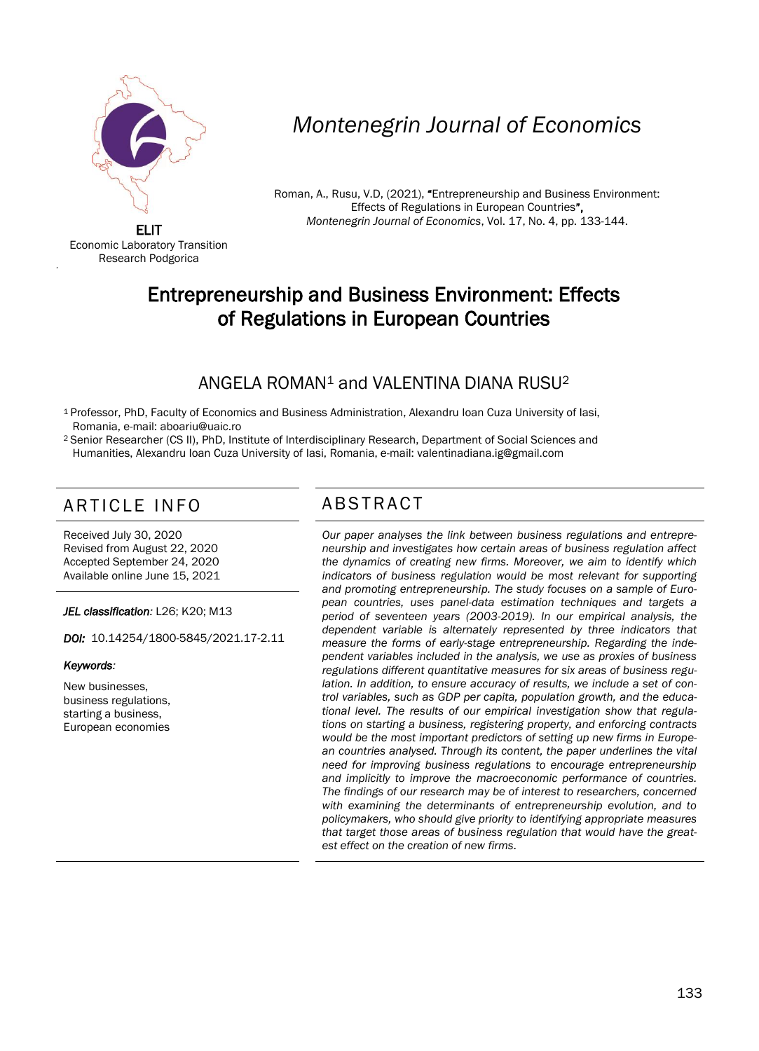Montenegrin Journal of Economics

ELIT
Economic Laboratory Transition
Research Podgorica

Roman, A., Rusu, V.D, (2021), "Entrepreneurship and Business Environment: Effects of Regulations in European Countries", *Montenegrin Journal of Economics*, Vol. 17, No. 4, pp. 133-144.

# Entrepreneurship and Business Environment: Effects of Regulations in European Countries

ANGELA ROMAN[1] and VALENTINA DIANA RUSU[2]

[1] Professor, PhD, Faculty of Economics and Business Administration, Alexandru Ioan Cuza University of Iasi, Romania, e-mail: aboariu@uaic.ro

[2] Senior Researcher (CS II), PhD, Institute of Interdisciplinary Research, Department of Social Sciences and Humanities, Alexandru Ioan Cuza University of Iasi, Romania, e-mail: valentinadiana.ig@gmail.com

## ARTICLE INFO

Received July 30, 2020
Revised from August 22, 2020
Accepted September 24, 2020
Available online June 15, 2021

***JEL classification:*** L26; K20; M13

***DOI:*** 10.14254/1800-5845/2021.17-2.11

***Keywords:***

New businesses,
business regulations,
starting a business,
European economies

## ABSTRACT

*Our paper analyses the link between business regulations and entrepreneurship and investigates how certain areas of business regulation affect the dynamics of creating new firms. Moreover, we aim to identify which indicators of business regulation would be most relevant for supporting and promoting entrepreneurship. The study focuses on a sample of European countries, uses panel-data estimation techniques and targets a period of seventeen years (2003-2019). In our empirical analysis, the dependent variable is alternately represented by three indicators that measure the forms of early-stage entrepreneurship. Regarding the independent variables included in the analysis, we use as proxies of business regulations different quantitative measures for six areas of business regulation. In addition, to ensure accuracy of results, we include a set of control variables, such as GDP per capita, population growth, and the educational level. The results of our empirical investigation show that regulations on starting a business, registering property, and enforcing contracts would be the most important predictors of setting up new firms in European countries analysed. Through its content, the paper underlines the vital need for improving business regulations to encourage entrepreneurship and implicitly to improve the macroeconomic performance of countries. The findings of our research may be of interest to researchers, concerned with examining the determinants of entrepreneurship evolution, and to policymakers, who should give priority to identifying appropriate measures that target those areas of business regulation that would have the greatest effect on the creation of new firms.*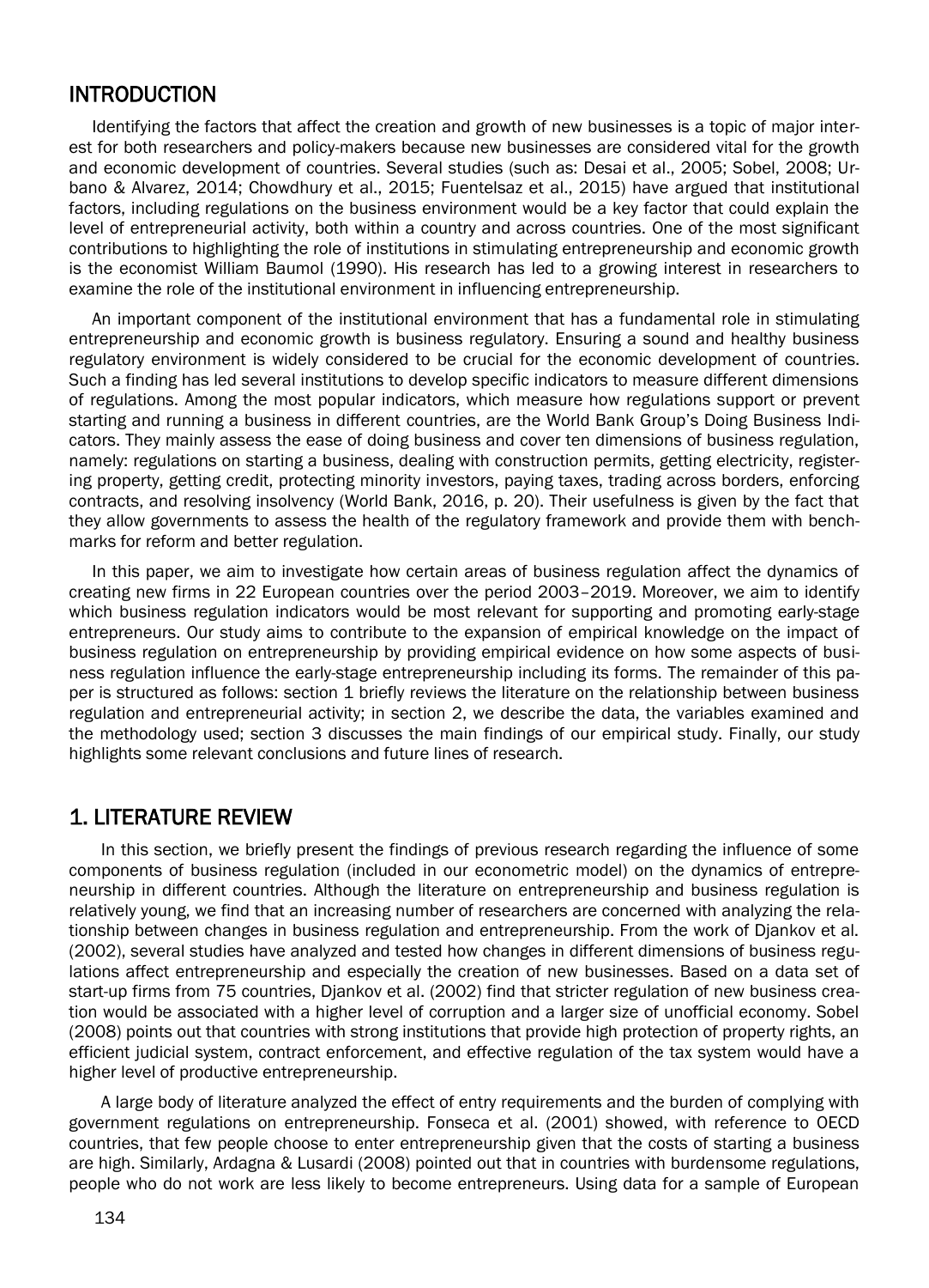## INTRODUCTION

Identifying the factors that affect the creation and growth of new businesses is a topic of major interest for both researchers and policy-makers because new businesses are considered vital for the growth and economic development of countries. Several studies (such as: Desai et al., 2005; Sobel, 2008; Urbano & Alvarez, 2014; Chowdhury et al., 2015; Fuentelsaz et al., 2015) have argued that institutional factors, including regulations on the business environment would be a key factor that could explain the level of entrepreneurial activity, both within a country and across countries. One of the most significant contributions to highlighting the role of institutions in stimulating entrepreneurship and economic growth is the economist William Baumol (1990). His research has led to a growing interest in researchers to examine the role of the institutional environment in influencing entrepreneurship.

An important component of the institutional environment that has a fundamental role in stimulating entrepreneurship and economic growth is business regulatory. Ensuring a sound and healthy business regulatory environment is widely considered to be crucial for the economic development of countries. Such a finding has led several institutions to develop specific indicators to measure different dimensions of regulations. Among the most popular indicators, which measure how regulations support or prevent starting and running a business in different countries, are the World Bank Group's Doing Business Indicators. They mainly assess the ease of doing business and cover ten dimensions of business regulation, namely: regulations on starting a business, dealing with construction permits, getting electricity, registering property, getting credit, protecting minority investors, paying taxes, trading across borders, enforcing contracts, and resolving insolvency (World Bank, 2016, p. 20). Their usefulness is given by the fact that they allow governments to assess the health of the regulatory framework and provide them with benchmarks for reform and better regulation.

In this paper, we aim to investigate how certain areas of business regulation affect the dynamics of creating new firms in 22 European countries over the period 2003–2019. Moreover, we aim to identify which business regulation indicators would be most relevant for supporting and promoting early-stage entrepreneurs. Our study aims to contribute to the expansion of empirical knowledge on the impact of business regulation on entrepreneurship by providing empirical evidence on how some aspects of business regulation influence the early-stage entrepreneurship including its forms. The remainder of this paper is structured as follows: section 1 briefly reviews the literature on the relationship between business regulation and entrepreneurial activity; in section 2, we describe the data, the variables examined and the methodology used; section 3 discusses the main findings of our empirical study. Finally, our study highlights some relevant conclusions and future lines of research.

## 1. LITERATURE REVIEW

In this section, we briefly present the findings of previous research regarding the influence of some components of business regulation (included in our econometric model) on the dynamics of entrepreneurship in different countries. Although the literature on entrepreneurship and business regulation is relatively young, we find that an increasing number of researchers are concerned with analyzing the relationship between changes in business regulation and entrepreneurship. From the work of Djankov et al. (2002), several studies have analyzed and tested how changes in different dimensions of business regulations affect entrepreneurship and especially the creation of new businesses. Based on a data set of start-up firms from 75 countries, Djankov et al. (2002) find that stricter regulation of new business creation would be associated with a higher level of corruption and a larger size of unofficial economy. Sobel (2008) points out that countries with strong institutions that provide high protection of property rights, an efficient judicial system, contract enforcement, and effective regulation of the tax system would have a higher level of productive entrepreneurship.

A large body of literature analyzed the effect of entry requirements and the burden of complying with government regulations on entrepreneurship. Fonseca et al. (2001) showed, with reference to OECD countries, that few people choose to enter entrepreneurship given that the costs of starting a business are high. Similarly, Ardagna & Lusardi (2008) pointed out that in countries with burdensome regulations, people who do not work are less likely to become entrepreneurs. Using data for a sample of European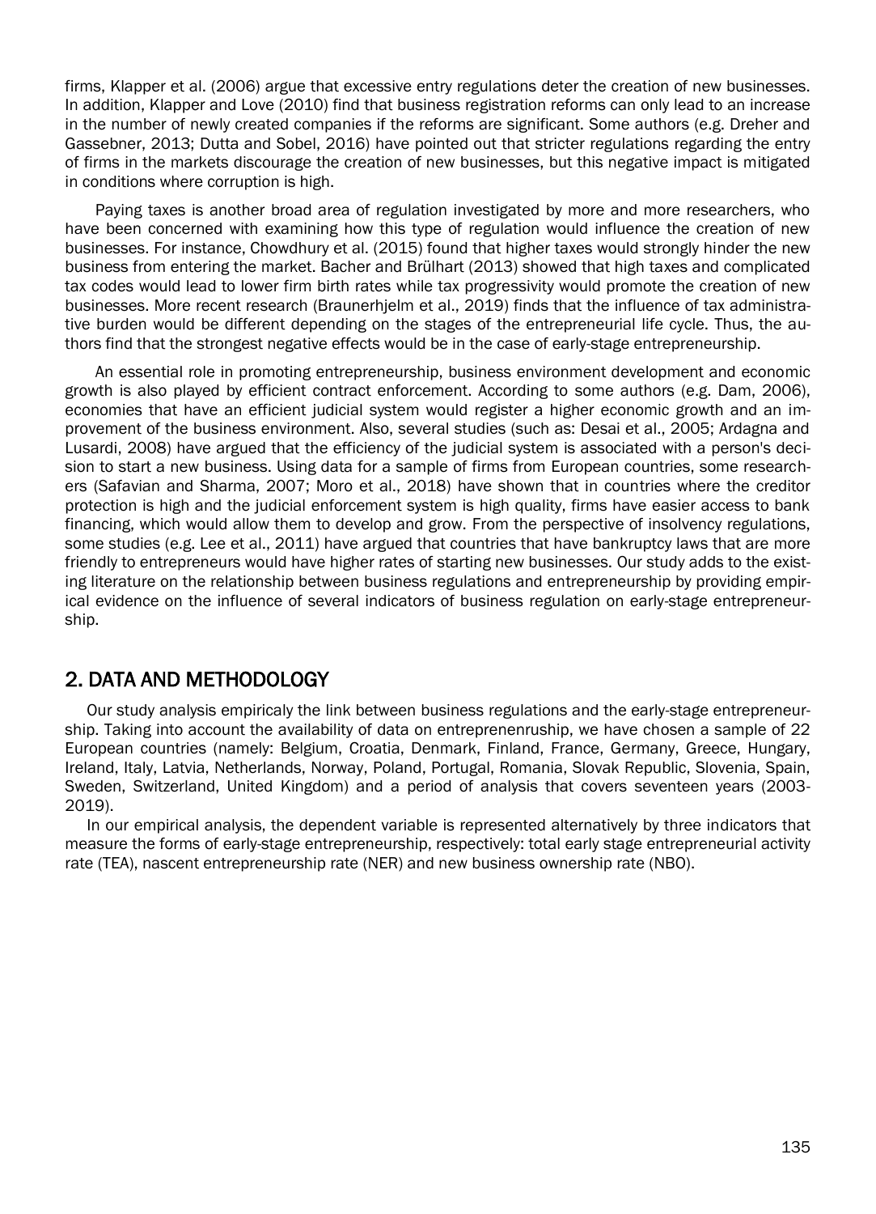firms, Klapper et al. (2006) argue that excessive entry regulations deter the creation of new businesses. In addition, Klapper and Love (2010) find that business registration reforms can only lead to an increase in the number of newly created companies if the reforms are significant. Some authors (e.g. Dreher and Gassebner, 2013; Dutta and Sobel, 2016) have pointed out that stricter regulations regarding the entry of firms in the markets discourage the creation of new businesses, but this negative impact is mitigated in conditions where corruption is high.

Paying taxes is another broad area of regulation investigated by more and more researchers, who have been concerned with examining how this type of regulation would influence the creation of new businesses. For instance, Chowdhury et al. (2015) found that higher taxes would strongly hinder the new business from entering the market. Bacher and Brülhart (2013) showed that high taxes and complicated tax codes would lead to lower firm birth rates while tax progressivity would promote the creation of new businesses. More recent research (Braunerhjelm et al., 2019) finds that the influence of tax administrative burden would be different depending on the stages of the entrepreneurial life cycle. Thus, the authors find that the strongest negative effects would be in the case of early-stage entrepreneurship.

An essential role in promoting entrepreneurship, business environment development and economic growth is also played by efficient contract enforcement. According to some authors (e.g. Dam, 2006), economies that have an efficient judicial system would register a higher economic growth and an improvement of the business environment. Also, several studies (such as: Desai et al., 2005; Ardagna and Lusardi, 2008) have argued that the efficiency of the judicial system is associated with a person's decision to start a new business. Using data for a sample of firms from European countries, some researchers (Safavian and Sharma, 2007; Moro et al., 2018) have shown that in countries where the creditor protection is high and the judicial enforcement system is high quality, firms have easier access to bank financing, which would allow them to develop and grow. From the perspective of insolvency regulations, some studies (e.g. Lee et al., 2011) have argued that countries that have bankruptcy laws that are more friendly to entrepreneurs would have higher rates of starting new businesses. Our study adds to the existing literature on the relationship between business regulations and entrepreneurship by providing empirical evidence on the influence of several indicators of business regulation on early-stage entrepreneurship.

## 2. DATA AND METHODOLOGY

Our study analysis empiricaly the link between business regulations and the early-stage entrepreneurship. Taking into account the availability of data on entreprenenruship, we have chosen a sample of 22 European countries (namely: Belgium, Croatia, Denmark, Finland, France, Germany, Greece, Hungary, Ireland, Italy, Latvia, Netherlands, Norway, Poland, Portugal, Romania, Slovak Republic, Slovenia, Spain, Sweden, Switzerland, United Kingdom) and a period of analysis that covers seventeen years (2003-2019).

In our empirical analysis, the dependent variable is represented alternatively by three indicators that measure the forms of early-stage entrepreneurship, respectively: total early stage entrepreneurial activity rate (TEA), nascent entrepreneurship rate (NER) and new business ownership rate (NBO).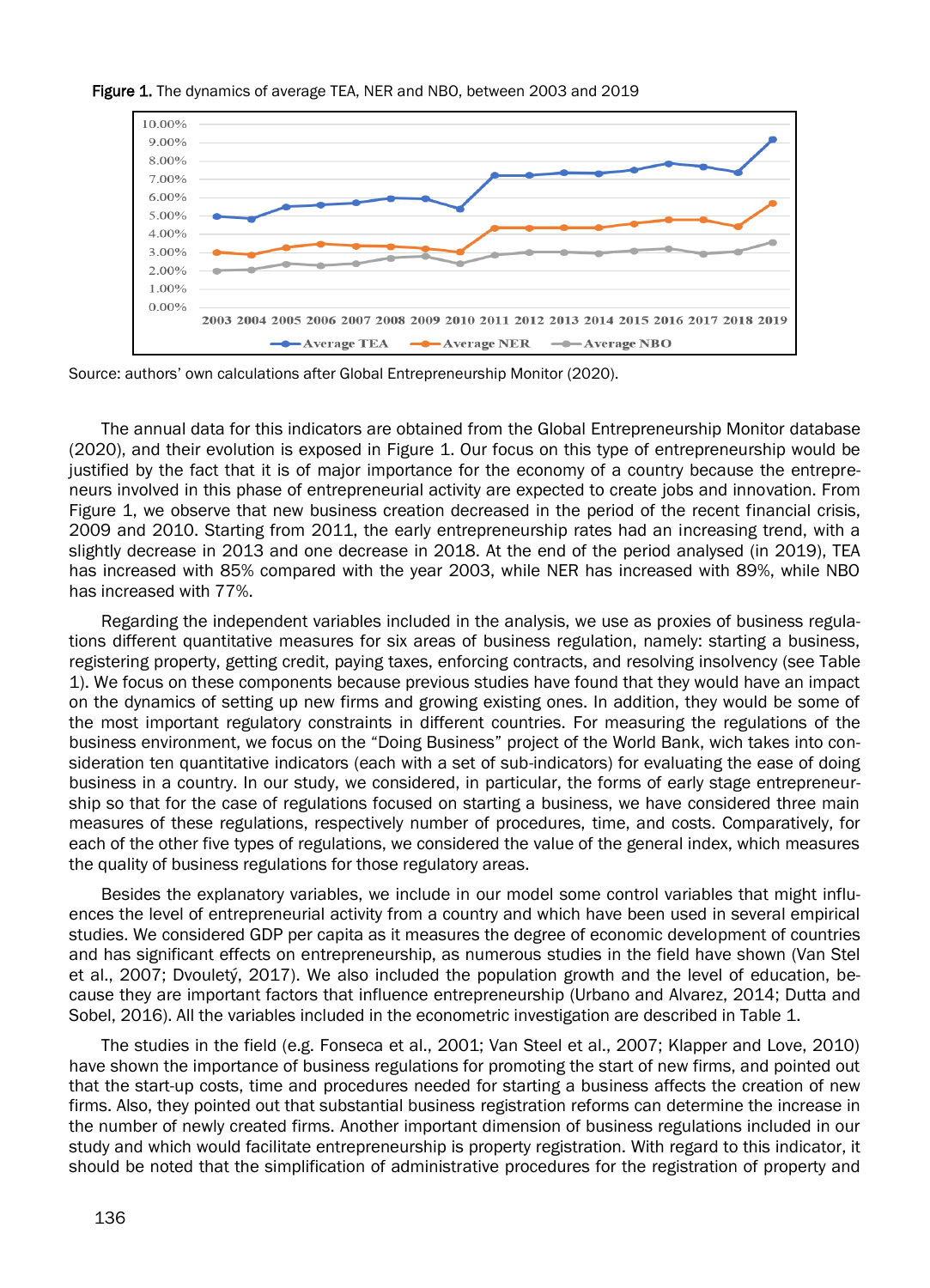**Figure 1.** The dynamics of average TEA, NER and NBO, between 2003 and 2019

Source: authors' own calculations after Global Entrepreneurship Monitor (2020).

The annual data for this indicators are obtained from the Global Entrepreneurship Monitor database (2020), and their evolution is exposed in Figure 1. Our focus on this type of entrepreneurship would be justified by the fact that it is of major importance for the economy of a country because the entrepreneurs involved in this phase of entrepreneurial activity are expected to create jobs and innovation. From Figure 1, we observe that new business creation decreased in the period of the recent financial crisis, 2009 and 2010. Starting from 2011, the early entrepreneurship rates had an increasing trend, with a slightly decrease in 2013 and one decrease in 2018. At the end of the period analysed (in 2019), TEA has increased with 85% compared with the year 2003, while NER has increased with 89%, while NBO has increased with 77%.

Regarding the independent variables included in the analysis, we use as proxies of business regulations different quantitative measures for six areas of business regulation, namely: starting a business, registering property, getting credit, paying taxes, enforcing contracts, and resolving insolvency (see Table 1). We focus on these components because previous studies have found that they would have an impact on the dynamics of setting up new firms and growing existing ones. In addition, they would be some of the most important regulatory constraints in different countries. For measuring the regulations of the business environment, we focus on the "Doing Business" project of the World Bank, wich takes into consideration ten quantitative indicators (each with a set of sub-indicators) for evaluating the ease of doing business in a country. In our study, we considered, in particular, the forms of early stage entrepreneurship so that for the case of regulations focused on starting a business, we have considered three main measures of these regulations, respectively number of procedures, time, and costs. Comparatively, for each of the other five types of regulations, we considered the value of the general index, which measures the quality of business regulations for those regulatory areas.

Besides the explanatory variables, we include in our model some control variables that might influences the level of entrepreneurial activity from a country and which have been used in several empirical studies. We considered GDP per capita as it measures the degree of economic development of countries and has significant effects on entrepreneurship, as numerous studies in the field have shown (Van Stel et al., 2007; Dvouletý, 2017). We also included the population growth and the level of education, because they are important factors that influence entrepreneurship (Urbano and Alvarez, 2014; Dutta and Sobel, 2016). All the variables included in the econometric investigation are described in Table 1.

The studies in the field (e.g. Fonseca et al., 2001; Van Steel et al., 2007; Klapper and Love, 2010) have shown the importance of business regulations for promoting the start of new firms, and pointed out that the start-up costs, time and procedures needed for starting a business affects the creation of new firms. Also, they pointed out that substantial business registration reforms can determine the increase in the number of newly created firms. Another important dimension of business regulations included in our study and which would facilitate entrepreneurship is property registration. With regard to this indicator, it should be noted that the simplification of administrative procedures for the registration of property and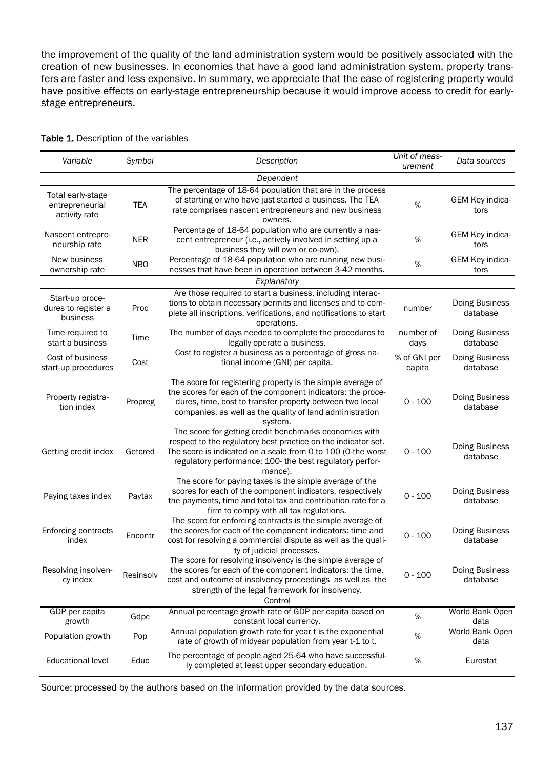the improvement of the quality of the land administration system would be positively associated with the creation of new businesses. In economies that have a good land administration system, property transfers are faster and less expensive. In summary, we appreciate that the ease of registering property would have positive effects on early-stage entrepreneurship because it would improve access to credit for early-stage entrepreneurs.

**Table 1.** Description of the variables

| *Variable* | *Symbol* | *Description* | *Unit of measurement* | *Data sources* |
|---|---|---|---|---|
| | | *Dependent* | | |
| Total early-stage entrepreneurial activity rate | TEA | The percentage of 18-64 population that are in the process of starting or who have just started a business. The TEA rate comprises nascent entrepreneurs and new business owners. | % | GEM Key indicators |
| Nascent entrepreneurship rate | NER | Percentage of 18-64 population who are currently a nascent entrepreneur (i.e., actively involved in setting up a business they will own or co-own). | % | GEM Key indicators |
| New business ownership rate | NBO | Percentage of 18-64 population who are running new businesses that have been in operation between 3-42 months. | % | GEM Key indicators |
| | | *Explanatory* | | |
| Start-up procedures to register a business | Proc | Are those required to start a business, including interactions to obtain necessary permits and licenses and to complete all inscriptions, verifications, and notifications to start operations. | number | Doing Business database |
| Time required to start a business | Time | The number of days needed to complete the procedures to legally operate a business. | number of days | Doing Business database |
| Cost of business start-up procedures | Cost | Cost to register a business as a percentage of gross national income (GNI) per capita. | % of GNI per capita | Doing Business database |
| Property registration index | Propreg | The score for registering property is the simple average of the scores for each of the component indicators: the procedures, time, cost to transfer property between two local companies, as well as the quality of land administration system. | 0 - 100 | Doing Business database |
| Getting credit index | Getcred | The score for getting credit benchmarks economies with respect to the regulatory best practice on the indicator set. The score is indicated on a scale from 0 to 100 (0-the worst regulatory performance; 100- the best regulatory performance). | 0 - 100 | Doing Business database |
| Paying taxes index | Paytax | The score for paying taxes is the simple average of the scores for each of the component indicators, respectively the payments, time and total tax and contribution rate for a firm to comply with all tax regulations. | 0 - 100 | Doing Business database |
| Enforcing contracts index | Encontr | The score for enforcing contracts is the simple average of the scores for each of the component indicators: time and cost for resolving a commercial dispute as well as the quality of judicial processes. | 0 - 100 | Doing Business database |
| Resolving insolvency index | Resinsolv | The score for resolving insolvency is the simple average of the scores for each of the component indicators: the time, cost and outcome of insolvency proceedings as well as the strength of the legal framework for insolvency. | 0 - 100 | Doing Business database |
| | | Control | | |
| GDP per capita growth | Gdpc | Annual percentage growth rate of GDP per capita based on constant local currency. | % | World Bank Open data |
| Population growth | Pop | Annual population growth rate for year t is the exponential rate of growth of midyear population from year t-1 to t. | % | World Bank Open data |
| Educational level | Educ | The percentage of people aged 25-64 who have successfully completed at least upper secondary education. | % | Eurostat |

Source: processed by the authors based on the information provided by the data sources.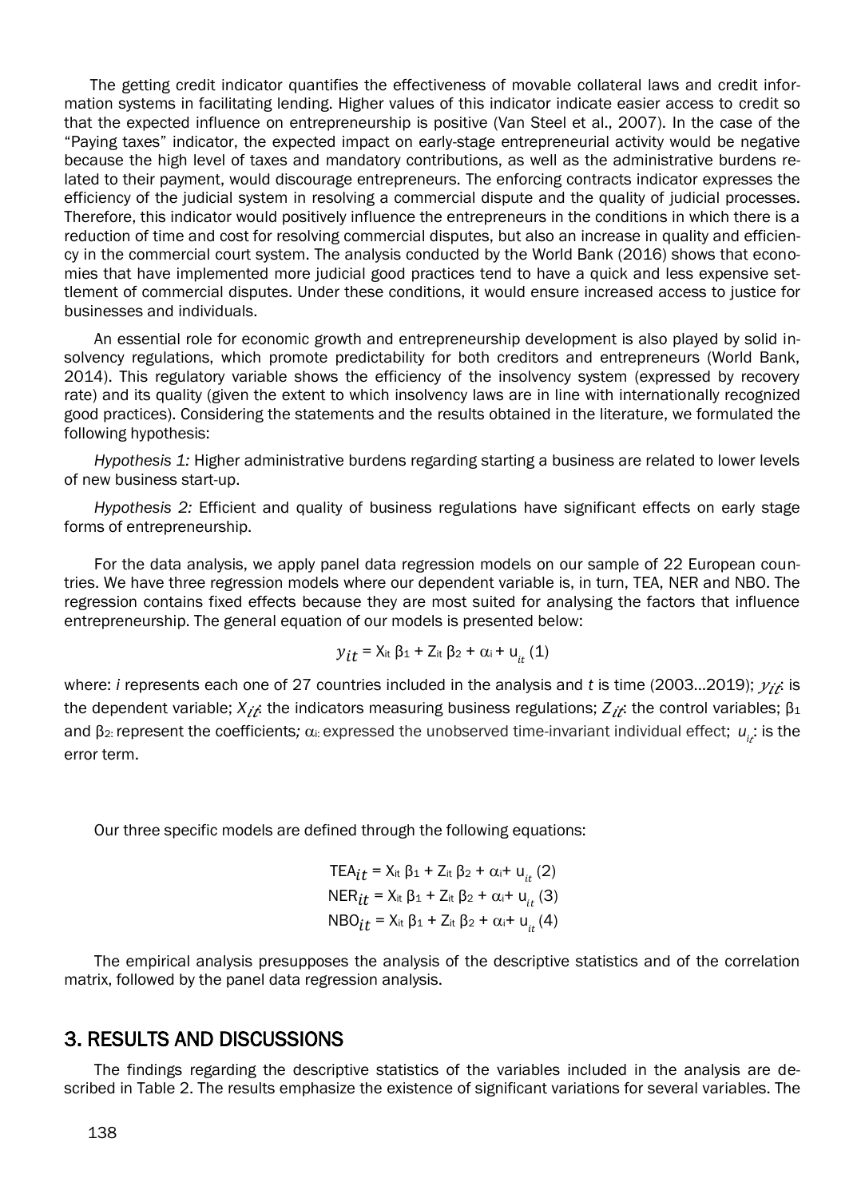The getting credit indicator quantifies the effectiveness of movable collateral laws and credit information systems in facilitating lending. Higher values of this indicator indicate easier access to credit so that the expected influence on entrepreneurship is positive (Van Steel et al., 2007). In the case of the "Paying taxes" indicator, the expected impact on early-stage entrepreneurial activity would be negative because the high level of taxes and mandatory contributions, as well as the administrative burdens related to their payment, would discourage entrepreneurs. The enforcing contracts indicator expresses the efficiency of the judicial system in resolving a commercial dispute and the quality of judicial processes. Therefore, this indicator would positively influence the entrepreneurs in the conditions in which there is a reduction of time and cost for resolving commercial disputes, but also an increase in quality and efficiency in the commercial court system. The analysis conducted by the World Bank (2016) shows that economies that have implemented more judicial good practices tend to have a quick and less expensive settlement of commercial disputes. Under these conditions, it would ensure increased access to justice for businesses and individuals.

An essential role for economic growth and entrepreneurship development is also played by solid insolvency regulations, which promote predictability for both creditors and entrepreneurs (World Bank, 2014). This regulatory variable shows the efficiency of the insolvency system (expressed by recovery rate) and its quality (given the extent to which insolvency laws are in line with internationally recognized good practices). Considering the statements and the results obtained in the literature, we formulated the following hypothesis:

*Hypothesis 1:* Higher administrative burdens regarding starting a business are related to lower levels of new business start-up.

*Hypothesis 2:* Efficient and quality of business regulations have significant effects on early stage forms of entrepreneurship.

For the data analysis, we apply panel data regression models on our sample of 22 European countries. We have three regression models where our dependent variable is, in turn, TEA, NER and NBO. The regression contains fixed effects because they are most suited for analysing the factors that influence entrepreneurship. The general equation of our models is presented below:

$$y_{it} = X_{it}\,\beta_1 + Z_{it}\,\beta_2 + \alpha_i + u_{it} \quad (1)$$

where: *i* represents each one of 27 countries included in the analysis and *t* is time (2003…2019); $y_{it}$: is the dependent variable; $X_{it}$: the indicators measuring business regulations; $Z_{it}$: the control variables; $\beta_1$ and $\beta_2$: represent the coefficients; $\alpha_i$: expressed the unobserved time-invariant individual effect; $u_{it}$: is the error term.

Our three specific models are defined through the following equations:

$$TEA_{it} = X_{it}\,\beta_1 + Z_{it}\,\beta_2 + \alpha_i + u_{it} \quad (2)$$

$$NER_{it} = X_{it}\,\beta_1 + Z_{it}\,\beta_2 + \alpha_i + u_{it} \quad (3)$$

$$NBO_{it} = X_{it}\,\beta_1 + Z_{it}\,\beta_2 + \alpha_i + u_{it} \quad (4)$$

The empirical analysis presupposes the analysis of the descriptive statistics and of the correlation matrix, followed by the panel data regression analysis.

## 3. RESULTS AND DISCUSSIONS

The findings regarding the descriptive statistics of the variables included in the analysis are described in Table 2. The results emphasize the existence of significant variations for several variables. The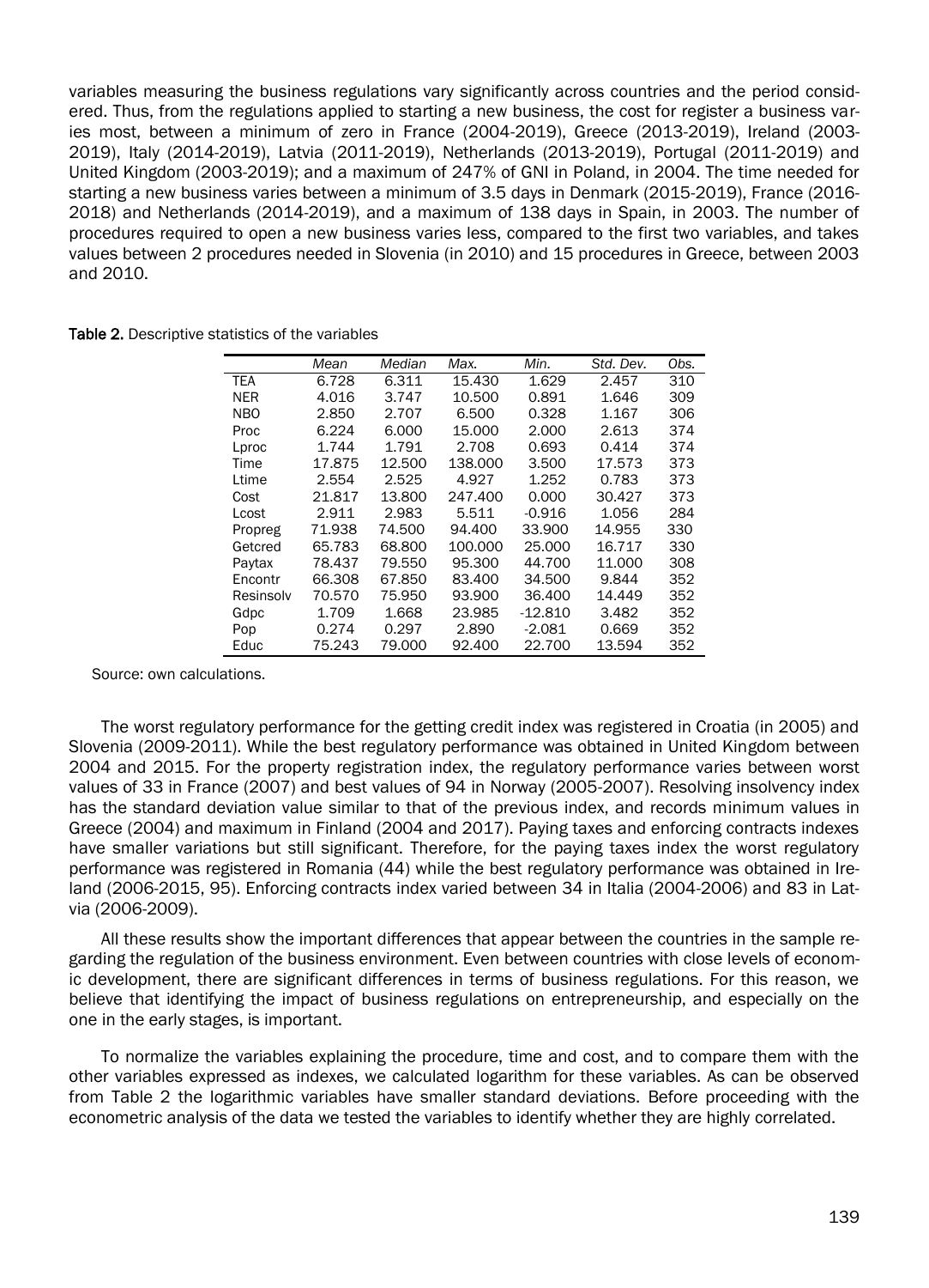variables measuring the business regulations vary significantly across countries and the period considered. Thus, from the regulations applied to starting a new business, the cost for register a business varies most, between a minimum of zero in France (2004-2019), Greece (2013-2019), Ireland (2003-2019), Italy (2014-2019), Latvia (2011-2019), Netherlands (2013-2019), Portugal (2011-2019) and United Kingdom (2003-2019); and a maximum of 247% of GNI in Poland, in 2004. The time needed for starting a new business varies between a minimum of 3.5 days in Denmark (2015-2019), France (2016-2018) and Netherlands (2014-2019), and a maximum of 138 days in Spain, in 2003. The number of procedures required to open a new business varies less, compared to the first two variables, and takes values between 2 procedures needed in Slovenia (in 2010) and 15 procedures in Greece, between 2003 and 2010.

**Table 2.** Descriptive statistics of the variables

| | *Mean* | *Median* | *Max.* | *Min.* | *Std. Dev.* | *Obs.* |
|---|---|---|---|---|---|---|
| TEA | 6.728 | 6.311 | 15.430 | 1.629 | 2.457 | 310 |
| NER | 4.016 | 3.747 | 10.500 | 0.891 | 1.646 | 309 |
| NBO | 2.850 | 2.707 | 6.500 | 0.328 | 1.167 | 306 |
| Proc | 6.224 | 6.000 | 15.000 | 2.000 | 2.613 | 374 |
| Lproc | 1.744 | 1.791 | 2.708 | 0.693 | 0.414 | 374 |
| Time | 17.875 | 12.500 | 138.000 | 3.500 | 17.573 | 373 |
| Ltime | 2.554 | 2.525 | 4.927 | 1.252 | 0.783 | 373 |
| Cost | 21.817 | 13.800 | 247.400 | 0.000 | 30.427 | 373 |
| Lcost | 2.911 | 2.983 | 5.511 | -0.916 | 1.056 | 284 |
| Propreg | 71.938 | 74.500 | 94.400 | 33.900 | 14.955 | 330 |
| Getcred | 65.783 | 68.800 | 100.000 | 25.000 | 16.717 | 330 |
| Paytax | 78.437 | 79.550 | 95.300 | 44.700 | 11.000 | 308 |
| Encontr | 66.308 | 67.850 | 83.400 | 34.500 | 9.844 | 352 |
| Resinsolv | 70.570 | 75.950 | 93.900 | 36.400 | 14.449 | 352 |
| Gdpc | 1.709 | 1.668 | 23.985 | -12.810 | 3.482 | 352 |
| Pop | 0.274 | 0.297 | 2.890 | -2.081 | 0.669 | 352 |
| Educ | 75.243 | 79.000 | 92.400 | 22.700 | 13.594 | 352 |

Source: own calculations.

The worst regulatory performance for the getting credit index was registered in Croatia (in 2005) and Slovenia (2009-2011). While the best regulatory performance was obtained in United Kingdom between 2004 and 2015. For the property registration index, the regulatory performance varies between worst values of 33 in France (2007) and best values of 94 in Norway (2005-2007). Resolving insolvency index has the standard deviation value similar to that of the previous index, and records minimum values in Greece (2004) and maximum in Finland (2004 and 2017). Paying taxes and enforcing contracts indexes have smaller variations but still significant. Therefore, for the paying taxes index the worst regulatory performance was registered in Romania (44) while the best regulatory performance was obtained in Ireland (2006-2015, 95). Enforcing contracts index varied between 34 in Italia (2004-2006) and 83 in Latvia (2006-2009).

All these results show the important differences that appear between the countries in the sample regarding the regulation of the business environment. Even between countries with close levels of economic development, there are significant differences in terms of business regulations. For this reason, we believe that identifying the impact of business regulations on entrepreneurship, and especially on the one in the early stages, is important.

To normalize the variables explaining the procedure, time and cost, and to compare them with the other variables expressed as indexes, we calculated logarithm for these variables. As can be observed from Table 2 the logarithmic variables have smaller standard deviations. Before proceeding with the econometric analysis of the data we tested the variables to identify whether they are highly correlated.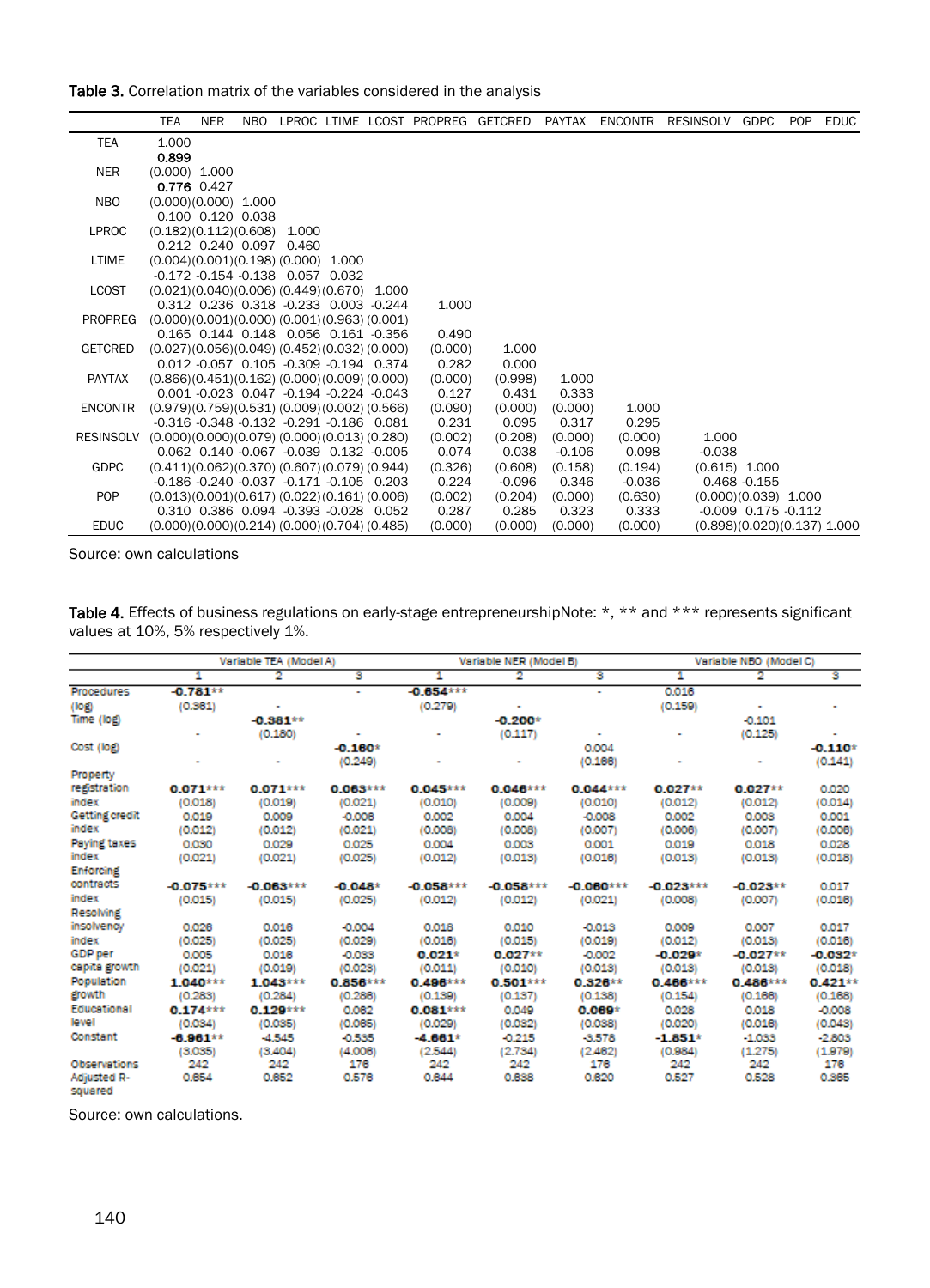**Table 3.** Correlation matrix of the variables considered in the analysis

| | TEA | NER | NBO | LPROC | LTIME | LCOST | PROPREG | GETCRED | PAYTAX | ENCONTR | RESINSOLV | GDPC | POP | EDUC |
|---|---|---|---|---|---|---|---|---|---|---|---|---|---|---|
| TEA | 1.000 | | | | | | | | | | | | | |
| | 0.899 | | | | | | | | | | | | | |
| NER | (0.000) | 1.000 | | | | | | | | | | | | |
| | 0.776 | 0.427 | | | | | | | | | | | | |
| NBO | (0.000) | (0.000) | 1.000 | | | | | | | | | | | |
| | 0.100 | 0.120 | 0.038 | | | | | | | | | | | |
| LPROC | (0.182) | (0.112) | (0.608) | 1.000 | | | | | | | | | | |
| | 0.212 | 0.240 | 0.097 | 0.460 | | | | | | | | | | |
| LTIME | (0.004) | (0.001) | (0.198) | (0.000) | 1.000 | | | | | | | | | |
| | -0.172 | -0.154 | -0.138 | 0.057 | 0.032 | | | | | | | | | |
| LCOST | (0.021) | (0.040) | (0.006) | (0.449) | (0.670) | 1.000 | | | | | | | | |
| | 0.312 | 0.236 | 0.318 | -0.233 | 0.003 | -0.244 | 1.000 | | | | | | | |
| PROPREG | (0.000) | (0.001) | (0.000) | (0.001) | (0.963) | (0.001) | | | | | | | | |
| | 0.165 | 0.144 | 0.148 | 0.056 | 0.161 | -0.356 | 0.490 | | | | | | | |
| GETCRED | (0.027) | (0.056) | (0.049) | (0.452) | (0.032) | (0.000) | (0.000) | 1.000 | | | | | | |
| | 0.012 | -0.057 | 0.105 | -0.309 | -0.194 | 0.374 | 0.282 | 0.000 | | | | | | |
| PAYTAX | (0.866) | (0.451) | (0.162) | (0.000) | (0.009) | (0.000) | (0.000) | (0.998) | 1.000 | | | | | |
| | 0.001 | -0.023 | 0.047 | -0.194 | -0.224 | -0.043 | 0.127 | 0.431 | 0.333 | | | | | |
| ENCONTR | (0.979) | (0.759) | (0.531) | (0.009) | (0.002) | (0.566) | (0.090) | (0.000) | (0.000) | 1.000 | | | | |
| | -0.316 | -0.348 | -0.132 | -0.291 | -0.186 | 0.081 | 0.231 | 0.095 | 0.317 | 0.295 | | | | |
| RESINSOLV | (0.000) | (0.000) | (0.079) | (0.000) | (0.013) | (0.280) | (0.002) | (0.208) | (0.000) | (0.000) | 1.000 | | | |
| | 0.062 | 0.140 | -0.067 | -0.039 | 0.132 | -0.005 | 0.074 | 0.038 | -0.106 | 0.098 | -0.038 | | | |
| GDPC | (0.411) | (0.062) | (0.370) | (0.607) | (0.079) | (0.944) | (0.326) | (0.608) | (0.158) | (0.194) | (0.615) | 1.000 | | |
| | -0.186 | -0.240 | -0.037 | -0.171 | -0.105 | 0.203 | 0.224 | -0.096 | 0.346 | -0.036 | 0.468 | -0.155 | | |
| POP | (0.013) | (0.001) | (0.617) | (0.022) | (0.161) | (0.006) | (0.002) | (0.204) | (0.000) | (0.630) | (0.000) | (0.039) | 1.000 | |
| | 0.310 | 0.386 | 0.094 | -0.393 | -0.028 | 0.052 | 0.287 | 0.285 | 0.323 | 0.333 | -0.009 | 0.175 | -0.112 | |
| EDUC | (0.000) | (0.000) | (0.214) | (0.000) | (0.704) | (0.485) | (0.000) | (0.000) | (0.000) | (0.000) | (0.898) | (0.020) | (0.137) | 1.000 |

Source: own calculations

**Table 4.** Effects of business regulations on early-stage entrepreneurshipNote: *, ** and *** represents significant values at 10%, 5% respectively 1%.

| | Variable TEA (Model A) | | | Variable NER (Model B) | | | Variable NBO (Model C) | | |
|---|---|---|---|---|---|---|---|---|---|
| | 1 | 2 | 3 | 1 | 2 | 3 | 1 | 2 | 3 |
| Procedures (log) | **-0.781**** (0.361) | - | - | **-0.654***** (0.279) | - | - | 0.016 (0.159) | - | - |
| Time (log) | - | **-0.381**** (0.180) | - | - | **-0.200*** (0.117) | - | - | -0.101 (0.125) | - |
| Cost (log) | - | - | **-0.160*** (0.249) | - | - | 0.004 (0.166) | - | - | **-0.110*** (0.141) |
| Property registration index | **0.071***** (0.018) | **0.071***** (0.019) | **0.063***** (0.021) | **0.045***** (0.010) | **0.046***** (0.009) | **0.044***** (0.010) | **0.027**** (0.012) | **0.027**** (0.012) | 0.020 (0.014) |
| Getting credit index | 0.019 (0.012) | 0.009 (0.012) | -0.006 (0.021) | 0.002 (0.008) | 0.004 (0.008) | -0.008 (0.007) | 0.002 (0.006) | 0.003 (0.007) | 0.001 (0.006) |
| Paying taxes index | 0.030 (0.021) | 0.029 (0.021) | 0.025 (0.025) | 0.004 (0.012) | 0.003 (0.013) | 0.001 (0.016) | 0.019 (0.013) | 0.018 (0.013) | 0.028 (0.018) |
| Enforcing contracts index | **-0.075***** (0.015) | **-0.063***** (0.015) | **-0.048*** (0.025) | **-0.058***** (0.012) | **-0.058***** (0.012) | **-0.060***** (0.021) | **-0.023***** (0.008) | **-0.023**** (0.007) | 0.017 (0.016) |
| Resolving insolvency index | 0.026 (0.025) | 0.016 (0.025) | -0.004 (0.029) | 0.018 (0.016) | 0.010 (0.015) | -0.013 (0.019) | 0.009 (0.012) | 0.007 (0.013) | 0.017 (0.016) |
| GDP per capita growth | 0.005 (0.021) | 0.016 (0.019) | -0.033 (0.023) | **0.021*** (0.011) | **0.027**** (0.010) | -0.002 (0.013) | **-0.029*** (0.013) | **-0.027**** (0.013) | **-0.032*** (0.018) |
| Population growth | **1.040***** (0.283) | **1.043***** (0.284) | **0.856***** (0.286) | **0.496***** (0.139) | **0.501***** (0.137) | **0.326**** (0.138) | **0.466***** (0.154) | **0.486***** (0.166) | **0.421**** (0.168) |
| Educational level | **0.174***** (0.034) | **0.129***** (0.035) | 0.062 (0.065) | **0.081***** (0.029) | 0.049 (0.032) | **0.069*** (0.036) | 0.026 (0.020) | 0.018 (0.016) | -0.006 (0.043) |
| Constant | **-6.961**** (3.035) | -4.545 (3.404) | -0.535 (4.006) | **-4.661*** (2.544) | -0.215 (2.734) | -3.576 (2.462) | **-1.851*** (0.984) | -1.033 (1.275) | -2.803 (1.979) |
| Observations | 242 | 242 | 176 | 242 | 242 | 176 | 242 | 242 | 176 |
| Adjusted R-squared | 0.654 | 0.652 | 0.576 | 0.644 | 0.638 | 0.620 | 0.527 | 0.528 | 0.365 |

Source: own calculations.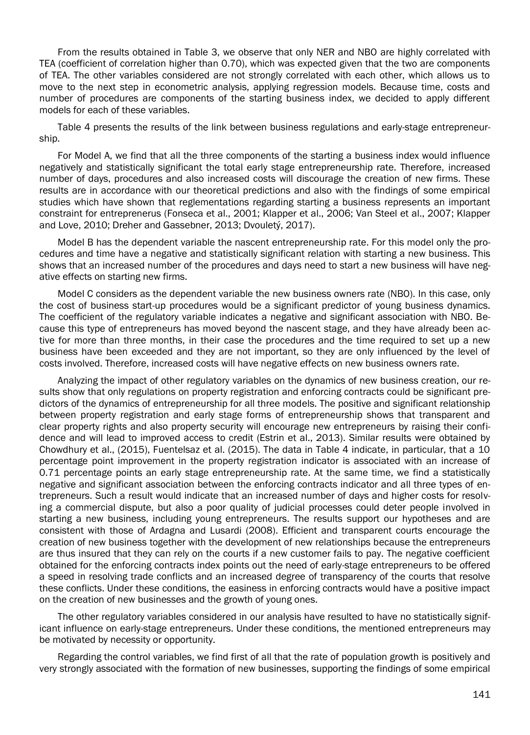From the results obtained in Table 3, we observe that only NER and NBO are highly correlated with TEA (coefficient of correlation higher than 0.70), which was expected given that the two are components of TEA. The other variables considered are not strongly correlated with each other, which allows us to move to the next step in econometric analysis, applying regression models. Because time, costs and number of procedures are components of the starting business index, we decided to apply different models for each of these variables.

Table 4 presents the results of the link between business regulations and early-stage entrepreneurship.

For Model A, we find that all the three components of the starting a business index would influence negatively and statistically significant the total early stage entrepreneurship rate. Therefore, increased number of days, procedures and also increased costs will discourage the creation of new firms. These results are in accordance with our theoretical predictions and also with the findings of some empirical studies which have shown that reglementations regarding starting a business represents an important constraint for entreprenerus (Fonseca et al., 2001; Klapper et al., 2006; Van Steel et al., 2007; Klapper and Love, 2010; Dreher and Gassebner, 2013; Dvouletý, 2017).

Model B has the dependent variable the nascent entrepreneurship rate. For this model only the procedures and time have a negative and statistically significant relation with starting a new business. This shows that an increased number of the procedures and days need to start a new business will have negative effects on starting new firms.

Model C considers as the dependent variable the new business owners rate (NBO). In this case, only the cost of business start-up procedures would be a significant predictor of young business dynamics. The coefficient of the regulatory variable indicates a negative and significant association with NBO. Because this type of entrepreneurs has moved beyond the nascent stage, and they have already been active for more than three months, in their case the procedures and the time required to set up a new business have been exceeded and they are not important, so they are only influenced by the level of costs involved. Therefore, increased costs will have negative effects on new business owners rate.

Analyzing the impact of other regulatory variables on the dynamics of new business creation, our results show that only regulations on property registration and enforcing contracts could be significant predictors of the dynamics of entrepreneurship for all three models. The positive and significant relationship between property registration and early stage forms of entrepreneurship shows that transparent and clear property rights and also property security will encourage new entrepreneurs by raising their confidence and will lead to improved access to credit (Estrin et al., 2013). Similar results were obtained by Chowdhury et al., (2015), Fuentelsaz et al. (2015). The data in Table 4 indicate, in particular, that a 10 percentage point improvement in the property registration indicator is associated with an increase of 0.71 percentage points an early stage entrepreneurship rate. At the same time, we find a statistically negative and significant association between the enforcing contracts indicator and all three types of entrepreneurs. Such a result would indicate that an increased number of days and higher costs for resolving a commercial dispute, but also a poor quality of judicial processes could deter people involved in starting a new business, including young entrepreneurs. The results support our hypotheses and are consistent with those of Ardagna and Lusardi (2008). Efficient and transparent courts encourage the creation of new business together with the development of new relationships because the entrepreneurs are thus insured that they can rely on the courts if a new customer fails to pay. The negative coefficient obtained for the enforcing contracts index points out the need of early-stage entrepreneurs to be offered a speed in resolving trade conflicts and an increased degree of transparency of the courts that resolve these conflicts. Under these conditions, the easiness in enforcing contracts would have a positive impact on the creation of new businesses and the growth of young ones.

The other regulatory variables considered in our analysis have resulted to have no statistically significant influence on early-stage entrepreneurs. Under these conditions, the mentioned entrepreneurs may be motivated by necessity or opportunity.

Regarding the control variables, we find first of all that the rate of population growth is positively and very strongly associated with the formation of new businesses, supporting the findings of some empirical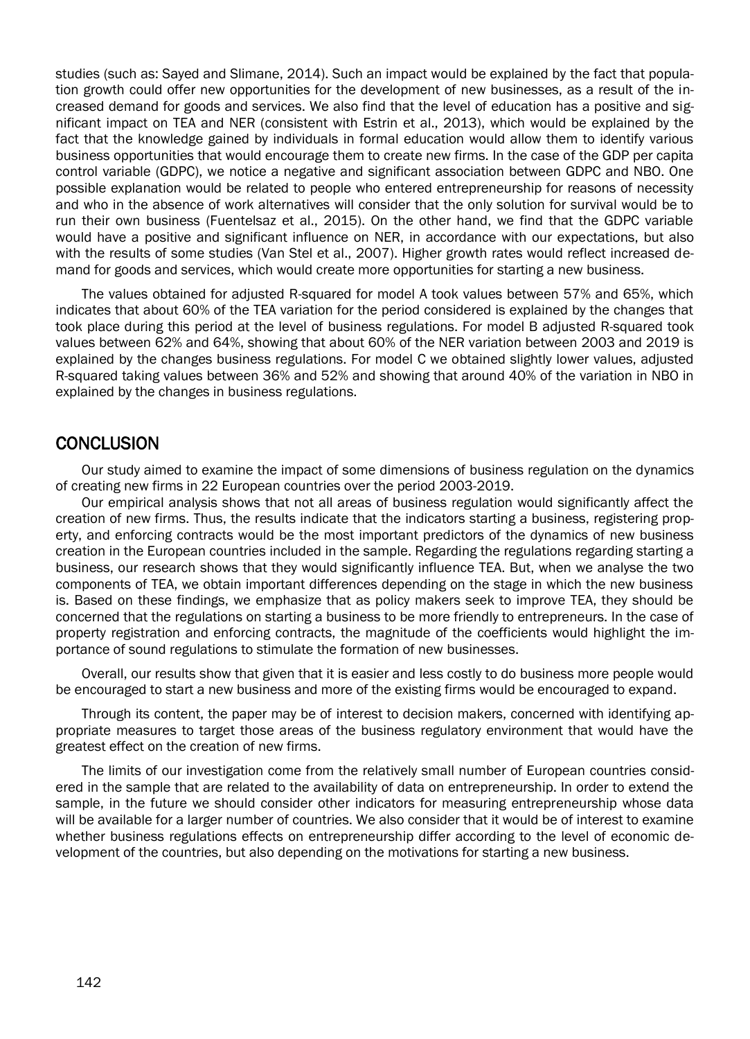studies (such as: Sayed and Slimane, 2014). Such an impact would be explained by the fact that population growth could offer new opportunities for the development of new businesses, as a result of the increased demand for goods and services. We also find that the level of education has a positive and significant impact on TEA and NER (consistent with Estrin et al., 2013), which would be explained by the fact that the knowledge gained by individuals in formal education would allow them to identify various business opportunities that would encourage them to create new firms. In the case of the GDP per capita control variable (GDPC), we notice a negative and significant association between GDPC and NBO. One possible explanation would be related to people who entered entrepreneurship for reasons of necessity and who in the absence of work alternatives will consider that the only solution for survival would be to run their own business (Fuentelsaz et al., 2015). On the other hand, we find that the GDPC variable would have a positive and significant influence on NER, in accordance with our expectations, but also with the results of some studies (Van Stel et al., 2007). Higher growth rates would reflect increased demand for goods and services, which would create more opportunities for starting a new business.

The values obtained for adjusted R-squared for model A took values between 57% and 65%, which indicates that about 60% of the TEA variation for the period considered is explained by the changes that took place during this period at the level of business regulations. For model B adjusted R-squared took values between 62% and 64%, showing that about 60% of the NER variation between 2003 and 2019 is explained by the changes business regulations. For model C we obtained slightly lower values, adjusted R-squared taking values between 36% and 52% and showing that around 40% of the variation in NBO in explained by the changes in business regulations.

## CONCLUSION

Our study aimed to examine the impact of some dimensions of business regulation on the dynamics of creating new firms in 22 European countries over the period 2003-2019.

Our empirical analysis shows that not all areas of business regulation would significantly affect the creation of new firms. Thus, the results indicate that the indicators starting a business, registering property, and enforcing contracts would be the most important predictors of the dynamics of new business creation in the European countries included in the sample. Regarding the regulations regarding starting a business, our research shows that they would significantly influence TEA. But, when we analyse the two components of TEA, we obtain important differences depending on the stage in which the new business is. Based on these findings, we emphasize that as policy makers seek to improve TEA, they should be concerned that the regulations on starting a business to be more friendly to entrepreneurs. In the case of property registration and enforcing contracts, the magnitude of the coefficients would highlight the importance of sound regulations to stimulate the formation of new businesses.

Overall, our results show that given that it is easier and less costly to do business more people would be encouraged to start a new business and more of the existing firms would be encouraged to expand.

Through its content, the paper may be of interest to decision makers, concerned with identifying appropriate measures to target those areas of the business regulatory environment that would have the greatest effect on the creation of new firms.

The limits of our investigation come from the relatively small number of European countries considered in the sample that are related to the availability of data on entrepreneurship. In order to extend the sample, in the future we should consider other indicators for measuring entrepreneurship whose data will be available for a larger number of countries. We also consider that it would be of interest to examine whether business regulations effects on entrepreneurship differ according to the level of economic development of the countries, but also depending on the motivations for starting a new business.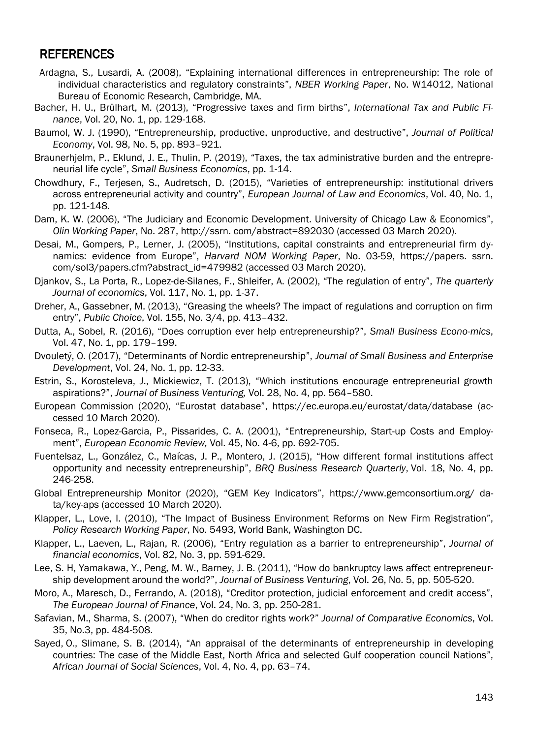## REFERENCES

Ardagna, S., Lusardi, A. (2008), "Explaining international differences in entrepreneurship: The role of individual characteristics and regulatory constraints", *NBER Working Paper*, No. W14012, National Bureau of Economic Research, Cambridge, MA.

Bacher, H. U., Brülhart, M. (2013), "Progressive taxes and firm births", *International Tax and Public Finance*, Vol. 20, No. 1, pp. 129-168.

Baumol, W. J. (1990), "Entrepreneurship, productive, unproductive, and destructive", *Journal of Political Economy*, Vol. 98, No. 5, pp. 893–921.

Braunerhjelm, P., Eklund, J. E., Thulin, P. (2019), "Taxes, the tax administrative burden and the entrepreneurial life cycle", *Small Business Economics*, pp. 1-14.

Chowdhury, F., Terjesen, S., Audretsch, D. (2015), "Varieties of entrepreneurship: institutional drivers across entrepreneurial activity and country", *European Journal of Law and Economics*, Vol. 40, No. 1, pp. 121-148.

Dam, K. W. (2006), "The Judiciary and Economic Development. University of Chicago Law & Economics", *Olin Working Paper*, No. 287, http://ssrn. com/abstract=892030 (accessed 03 March 2020).

Desai, M., Gompers, P., Lerner, J. (2005), "Institutions, capital constraints and entrepreneurial firm dynamics: evidence from Europe", *Harvard NOM Working Paper*, No. 03-59, https://papers. ssrn. com/sol3/papers.cfm?abstract_id=479982 (accessed 03 March 2020).

Djankov, S., La Porta, R., Lopez-de-Silanes, F., Shleifer, A. (2002), "The regulation of entry", *The quarterly Journal of economics*, Vol. 117, No. 1, pp. 1-37.

Dreher, A., Gassebner, M. (2013), "Greasing the wheels? The impact of regulations and corruption on firm entry", *Public Choice*, Vol. 155, No. 3/4, pp. 413–432.

Dutta, A., Sobel, R. (2016), "Does corruption ever help entrepreneurship?", *Small Business Economics*, Vol. 47, No. 1, pp. 179–199.

Dvouletý, O. (2017), "Determinants of Nordic entrepreneurship", *Journal of Small Business and Enterprise Development*, Vol. 24, No. 1, pp. 12-33.

Estrin, S., Korosteleva, J., Mickiewicz, T. (2013), "Which institutions encourage entrepreneurial growth aspirations?", *Journal of Business Venturing,* Vol. 28, No. 4, pp. 564–580.

European Commission (2020), "Eurostat database", https://ec.europa.eu/eurostat/data/database (accessed 10 March 2020).

Fonseca, R., Lopez-Garcia, P., Pissarides, C. A. (2001), "Entrepreneurship, Start-up Costs and Employment", *European Economic Review,* Vol. 45, No. 4-6, pp. 692-705.

Fuentelsaz, L., González, C., Maícas, J. P., Montero, J. (2015), "How different formal institutions affect opportunity and necessity entrepreneurship", *BRQ Business Research Quarterly*, Vol. 18, No. 4, pp. 246-258.

Global Entrepreneurship Monitor (2020), "GEM Key Indicators", https://www.gemconsortium.org/ data/key-aps (accessed 10 March 2020).

Klapper, L., Love, I. (2010), "The Impact of Business Environment Reforms on New Firm Registration", *Policy Research Working Paper*, No. 5493, World Bank, Washington DC.

Klapper, L., Laeven, L., Rajan, R. (2006), "Entry regulation as a barrier to entrepreneurship", *Journal of financial economics*, Vol. 82, No. 3, pp. 591-629.

Lee, S. H, Yamakawa, Y., Peng, M. W., Barney, J. B. (2011), "How do bankruptcy laws affect entrepreneurship development around the world?", *Journal of Business Venturing*, Vol. 26, No. 5, pp. 505-520.

Moro, A., Maresch, D., Ferrando, A. (2018), "Creditor protection, judicial enforcement and credit access", *The European Journal of Finance*, Vol. 24, No. 3, pp. 250-281.

Safavian, M., Sharma, S. (2007), "When do creditor rights work?" *Journal of Comparative Economics*, Vol. 35, No.3, pp. 484-508.

Sayed, O., Slimane, S. B. (2014), "An appraisal of the determinants of entrepreneurship in developing countries: The case of the Middle East, North Africa and selected Gulf cooperation council Nations", *African Journal of Social Sciences*, Vol. 4, No. 4, pp. 63–74.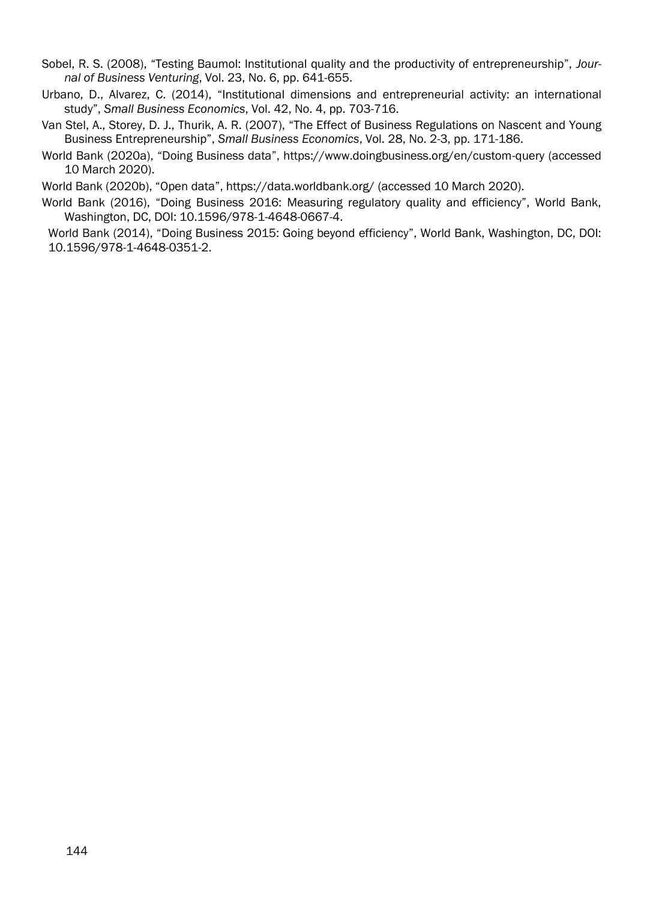Sobel, R. S. (2008), "Testing Baumol: Institutional quality and the productivity of entrepreneurship", *Journal of Business Venturing*, Vol. 23, No. 6, pp. 641-655.

Urbano, D., Alvarez, C. (2014), "Institutional dimensions and entrepreneurial activity: an international study", *Small Business Economics*, Vol. 42, No. 4, pp. 703-716.

Van Stel, A., Storey, D. J., Thurik, A. R. (2007), "The Effect of Business Regulations on Nascent and Young Business Entrepreneurship", *Small Business Economics*, Vol. 28, No. 2-3, pp. 171-186.

World Bank (2020a), "Doing Business data", https://www.doingbusiness.org/en/custom-query (accessed 10 March 2020).

World Bank (2020b), "Open data", https://data.worldbank.org/ (accessed 10 March 2020).

World Bank (2016), "Doing Business 2016: Measuring regulatory quality and efficiency", World Bank, Washington, DC, DOI: 10.1596/978-1-4648-0667-4.

World Bank (2014), "Doing Business 2015: Going beyond efficiency", World Bank, Washington, DC, DOI: 10.1596/978-1-4648-0351-2.